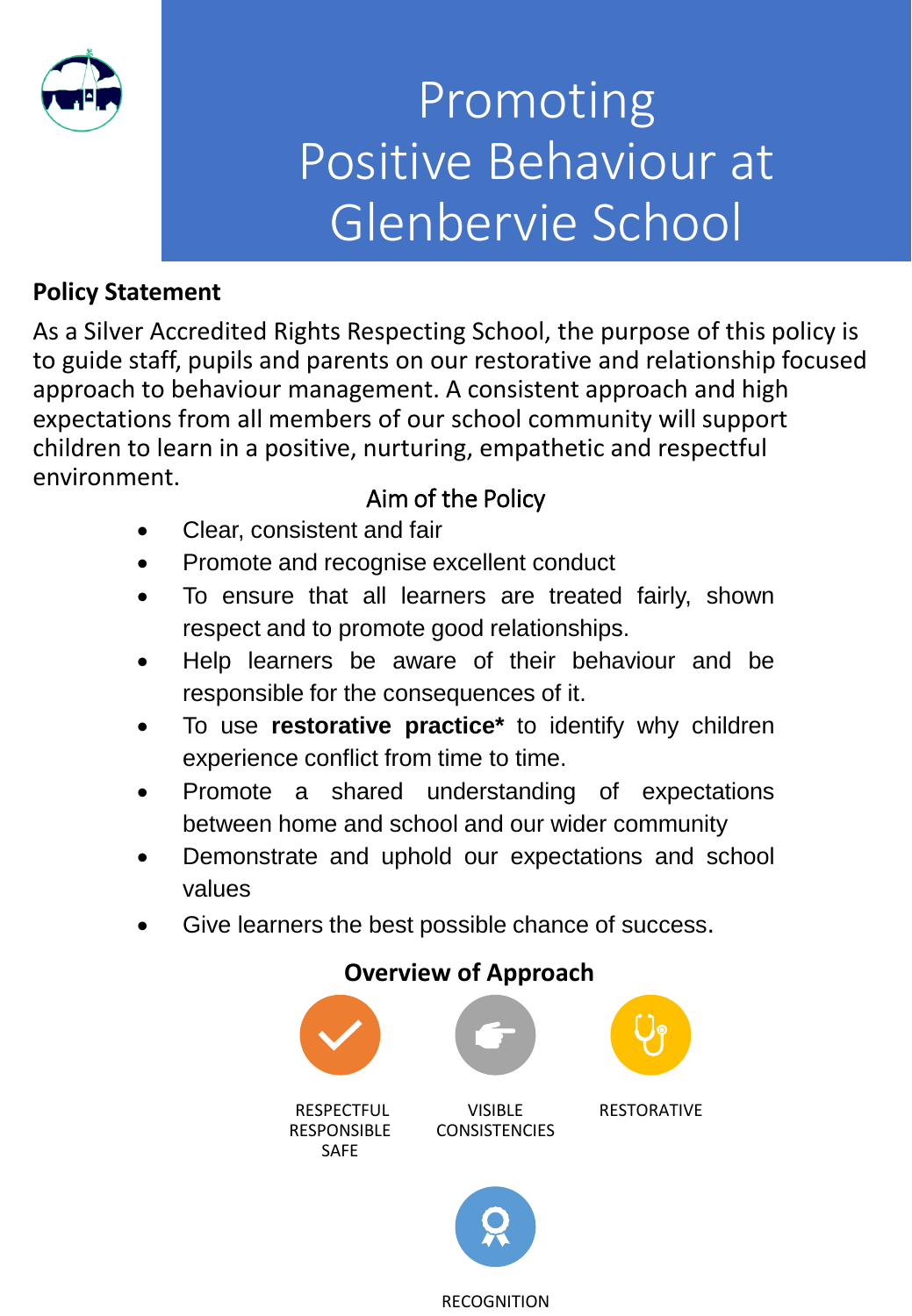# Promoting Positive Behaviour at Glenbervie School

**Policy Statement**

As a Silver Accredited Rights Respecting School, the purpose of this policy is to guide staff, pupils and parents on our restorative and relationship focused approach to behaviour management. A consistent approach and high expectations from all members of our school community will support children to learn in a positive, nurturing, empathetic and respectful environment.

## Aim of the Policy

- Clear, consistent and fair
- Promote and recognise excellent conduct
- To ensure that all learners are treated fairly, shown respect and to promote good relationships.
- Help learners be aware of their behaviour and be responsible for the consequences of it.
- To use **restorative practice*** to identify why children experience conflict from time to time.
- Promote a shared understanding of expectations between home and school and our wider community
- Demonstrate and uphold our expectations and school values
- Give learners the best possible chance of success.

## Overview of Approach

RESPECTFUL
RESPONSIBLE
SAFE

VISIBLE
CONSISTENCIES

RESTORATIVE

RECOGNITION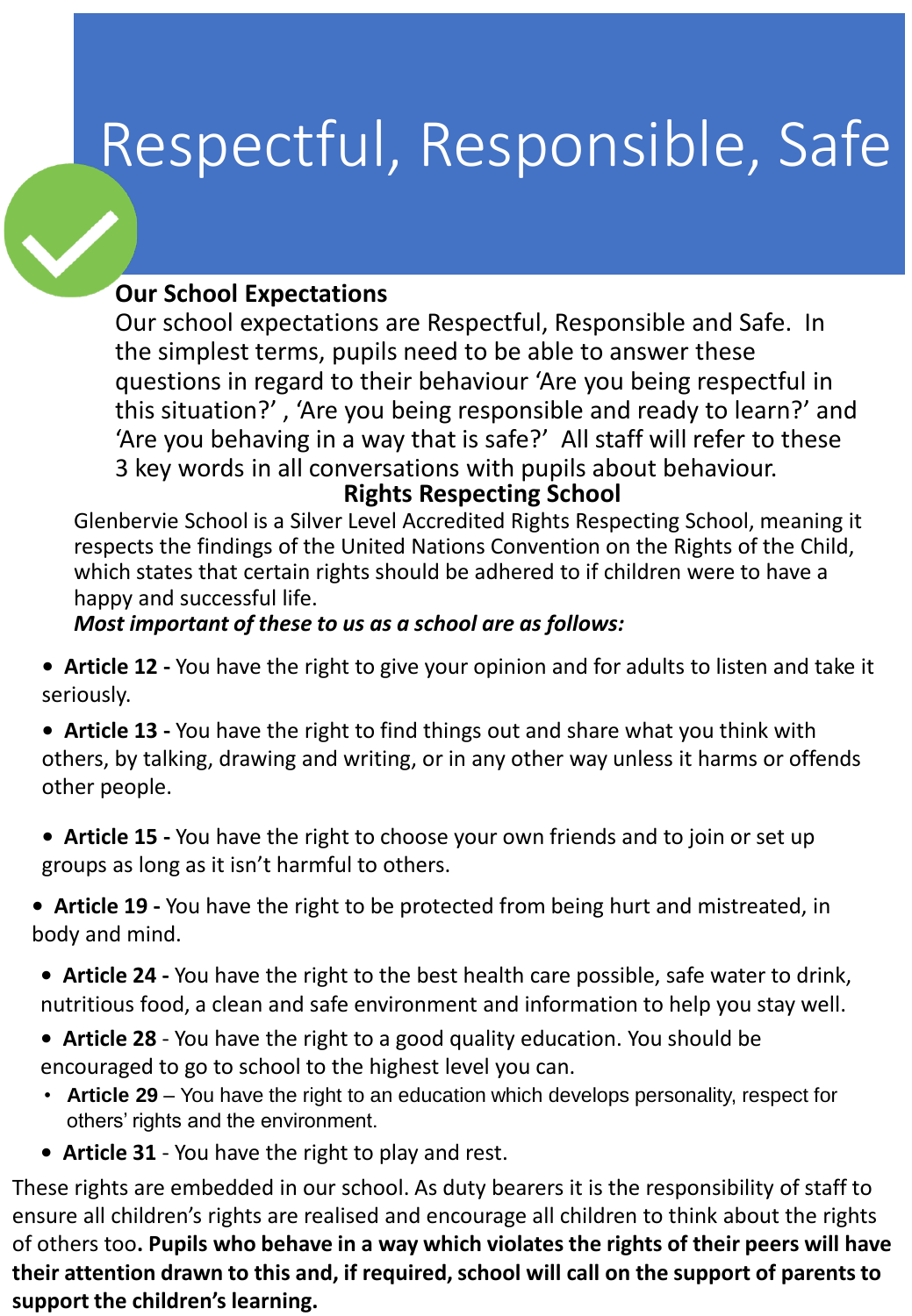# Respectful, Responsible, Safe

## Our School Expectations

Our school expectations are Respectful, Responsible and Safe. In the simplest terms, pupils need to be able to answer these questions in regard to their behaviour 'Are you being respectful in this situation?' , 'Are you being responsible and ready to learn?' and 'Are you behaving in a way that is safe?' All staff will refer to these 3 key words in all conversations with pupils about behaviour.

## Rights Respecting School

Glenbervie School is a Silver Level Accredited Rights Respecting School, meaning it respects the findings of the United Nations Convention on the Rights of the Child, which states that certain rights should be adhered to if children were to have a happy and successful life.

***Most important of these to us as a school are as follows:***

- **Article 12 -** You have the right to give your opinion and for adults to listen and take it seriously.
- **Article 13 -** You have the right to find things out and share what you think with others, by talking, drawing and writing, or in any other way unless it harms or offends other people.
- **Article 15 -** You have the right to choose your own friends and to join or set up groups as long as it isn't harmful to others.
- **Article 19 -** You have the right to be protected from being hurt and mistreated, in body and mind.
- **Article 24 -** You have the right to the best health care possible, safe water to drink, nutritious food, a clean and safe environment and information to help you stay well.
- **Article 28** - You have the right to a good quality education. You should be encouraged to go to school to the highest level you can.
- **Article 29** – You have the right to an education which develops personality, respect for others' rights and the environment.
- **Article 31** - You have the right to play and rest.

These rights are embedded in our school. As duty bearers it is the responsibility of staff to ensure all children's rights are realised and encourage all children to think about the rights of others too**. Pupils who behave in a way which violates the rights of their peers will have their attention drawn to this and, if required, school will call on the support of parents to support the children's learning.**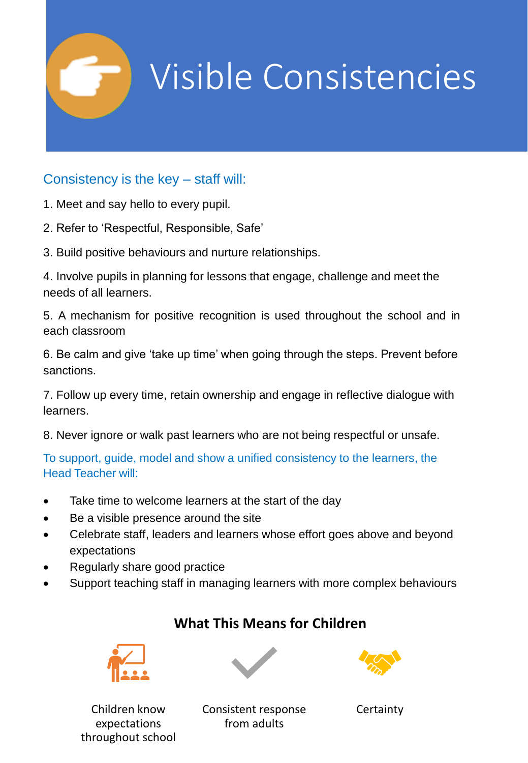# Visible Consistencies

## Consistency is the key – staff will:

1. Meet and say hello to every pupil.

2. Refer to 'Respectful, Responsible, Safe'

3. Build positive behaviours and nurture relationships.

4. Involve pupils in planning for lessons that engage, challenge and meet the needs of all learners.

5. A mechanism for positive recognition is used throughout the school and in each classroom

6. Be calm and give 'take up time' when going through the steps. Prevent before sanctions.

7. Follow up every time, retain ownership and engage in reflective dialogue with learners.

8. Never ignore or walk past learners who are not being respectful or unsafe.

## To support, guide, model and show a unified consistency to the learners, the Head Teacher will:

- Take time to welcome learners at the start of the day
- Be a visible presence around the site
- Celebrate staff, leaders and learners whose effort goes above and beyond expectations
- Regularly share good practice
- Support teaching staff in managing learners with more complex behaviours

### What This Means for Children

Children know expectations throughout school

Consistent response from adults

Certainty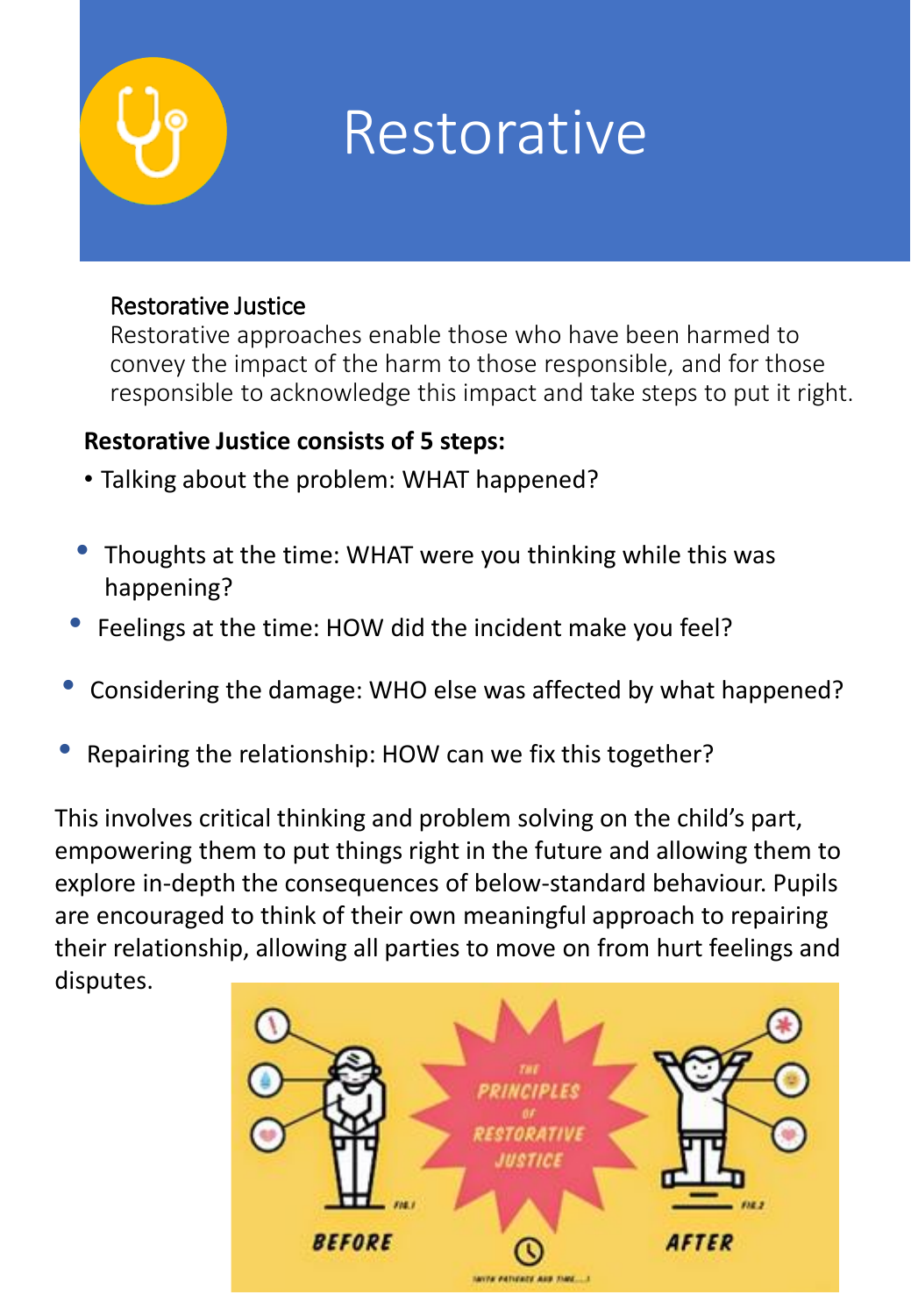# Restorative

### Restorative Justice

Restorative approaches enable those who have been harmed to convey the impact of the harm to those responsible, and for those responsible to acknowledge this impact and take steps to put it right.

**Restorative Justice consists of 5 steps:**

- Talking about the problem: WHAT happened?
- Thoughts at the time: WHAT were you thinking while this was happening?
- Feelings at the time: HOW did the incident make you feel?
- Considering the damage: WHO else was affected by what happened?
- Repairing the relationship: HOW can we fix this together?

This involves critical thinking and problem solving on the child's part, empowering them to put things right in the future and allowing them to explore in-depth the consequences of below-standard behaviour. Pupils are encouraged to think of their own meaningful approach to repairing their relationship, allowing all parties to move on from hurt feelings and disputes.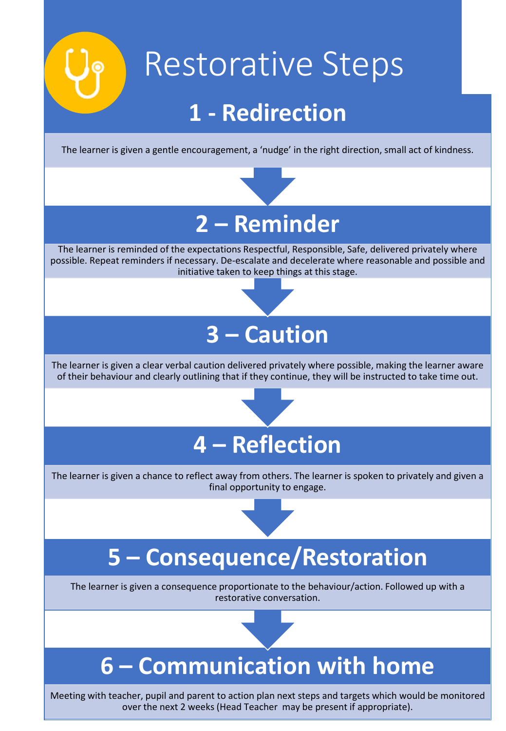# Restorative Steps

## 1 - Redirection

The learner is given a gentle encouragement, a 'nudge' in the right direction, small act of kindness.

## 2 – Reminder

The learner is reminded of the expectations Respectful, Responsible, Safe, delivered privately where possible. Repeat reminders if necessary. De-escalate and decelerate where reasonable and possible and initiative taken to keep things at this stage.

## 3 – Caution

The learner is given a clear verbal caution delivered privately where possible, making the learner aware of their behaviour and clearly outlining that if they continue, they will be instructed to take time out.

## 4 – Reflection

The learner is given a chance to reflect away from others. The learner is spoken to privately and given a final opportunity to engage.

## 5 – Consequence/Restoration

The learner is given a consequence proportionate to the behaviour/action. Followed up with a restorative conversation.

## 6 – Communication with home

Meeting with teacher, pupil and parent to action plan next steps and targets which would be monitored over the next 2 weeks (Head Teacher may be present if appropriate).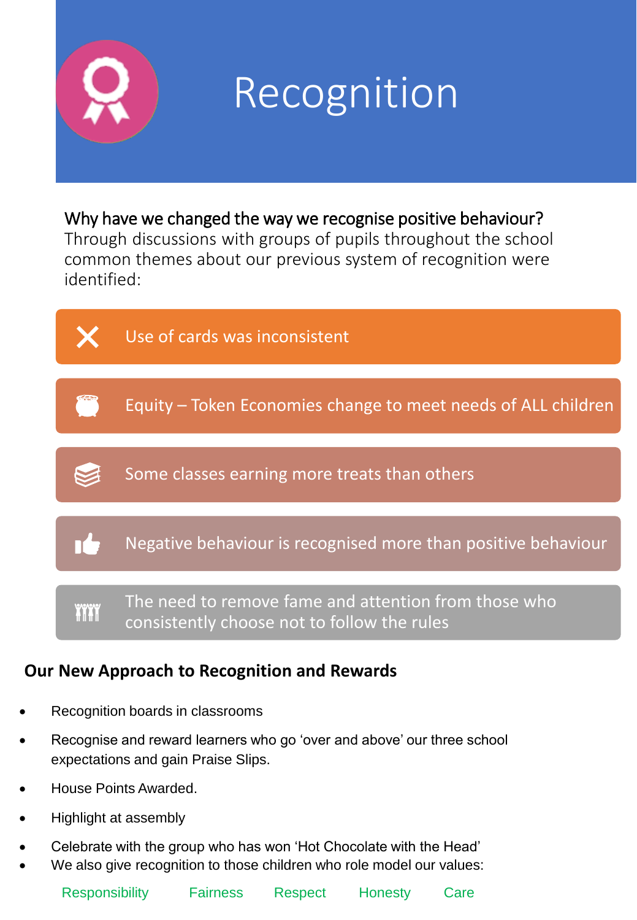# Recognition

**Why have we changed the way we recognise positive behaviour?**
Through discussions with groups of pupils throughout the school common themes about our previous system of recognition were identified:

- Use of cards was inconsistent
- Equity – Token Economies change to meet needs of ALL children
- Some classes earning more treats than others
- Negative behaviour is recognised more than positive behaviour
- The need to remove fame and attention from those who consistently choose not to follow the rules

## Our New Approach to Recognition and Rewards

- Recognition boards in classrooms
- Recognise and reward learners who go ‘over and above’ our three school expectations and gain Praise Slips.
- House Points Awarded.
- Highlight at assembly
- Celebrate with the group who has won ‘Hot Chocolate with the Head’
- We also give recognition to those children who role model our values:

Responsibility    Fairness    Respect    Honesty    Care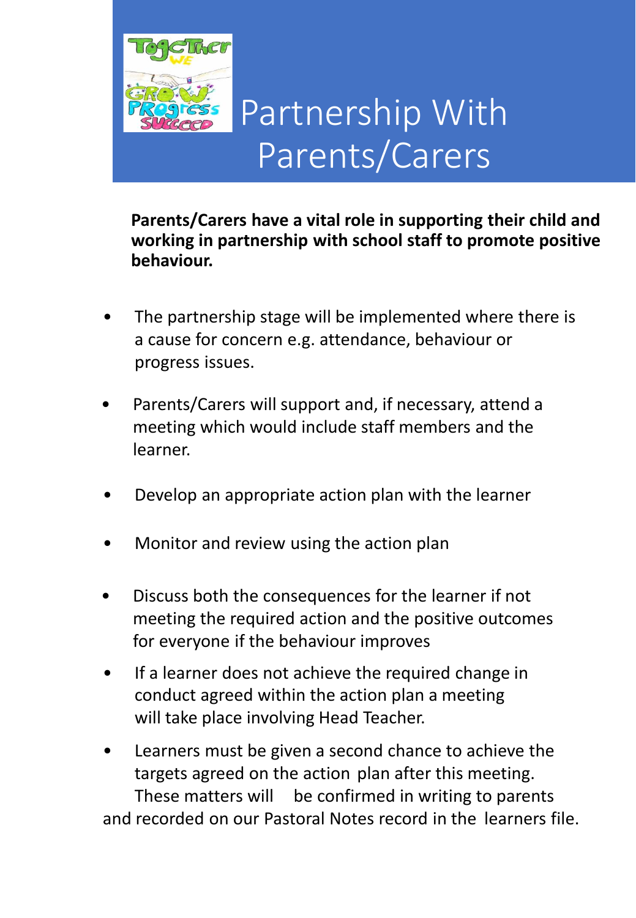# Partnership With Parents/Carers

**Parents/Carers have a vital role in supporting their child and working in partnership with school staff to promote positive behaviour.**

- The partnership stage will be implemented where there is a cause for concern e.g. attendance, behaviour or progress issues.
- Parents/Carers will support and, if necessary, attend a meeting which would include staff members and the learner.
- Develop an appropriate action plan with the learner
- Monitor and review using the action plan
- Discuss both the consequences for the learner if not meeting the required action and the positive outcomes for everyone if the behaviour improves
- If a learner does not achieve the required change in conduct agreed within the action plan a meeting will take place involving Head Teacher.
- Learners must be given a second chance to achieve the targets agreed on the action plan after this meeting. These matters will be confirmed in writing to parents and recorded on our Pastoral Notes record in the learners file.